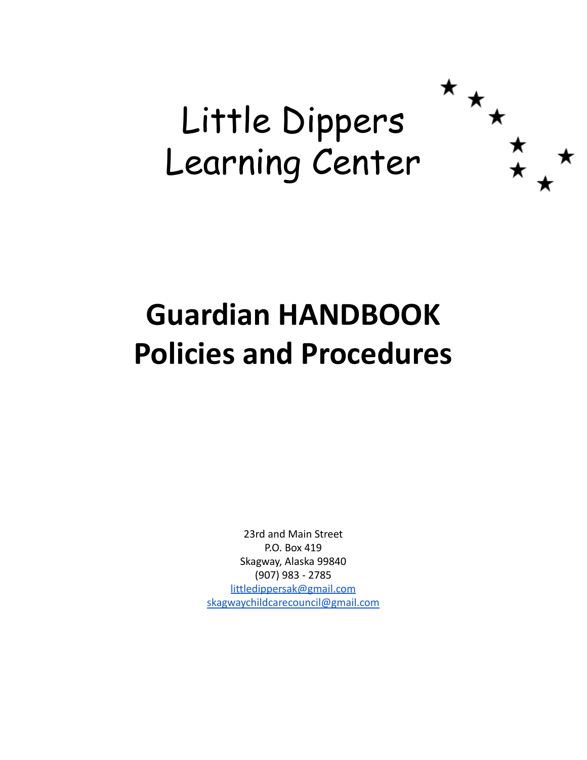# Little Dippers Learning Center

# Guardian HANDBOOK
# Policies and Procedures

23rd and Main Street
P.O. Box 419
Skagway, Alaska 99840
(907) 983 - 2785
littledippersak@gmail.com
skagwaychildcarecouncil@gmail.com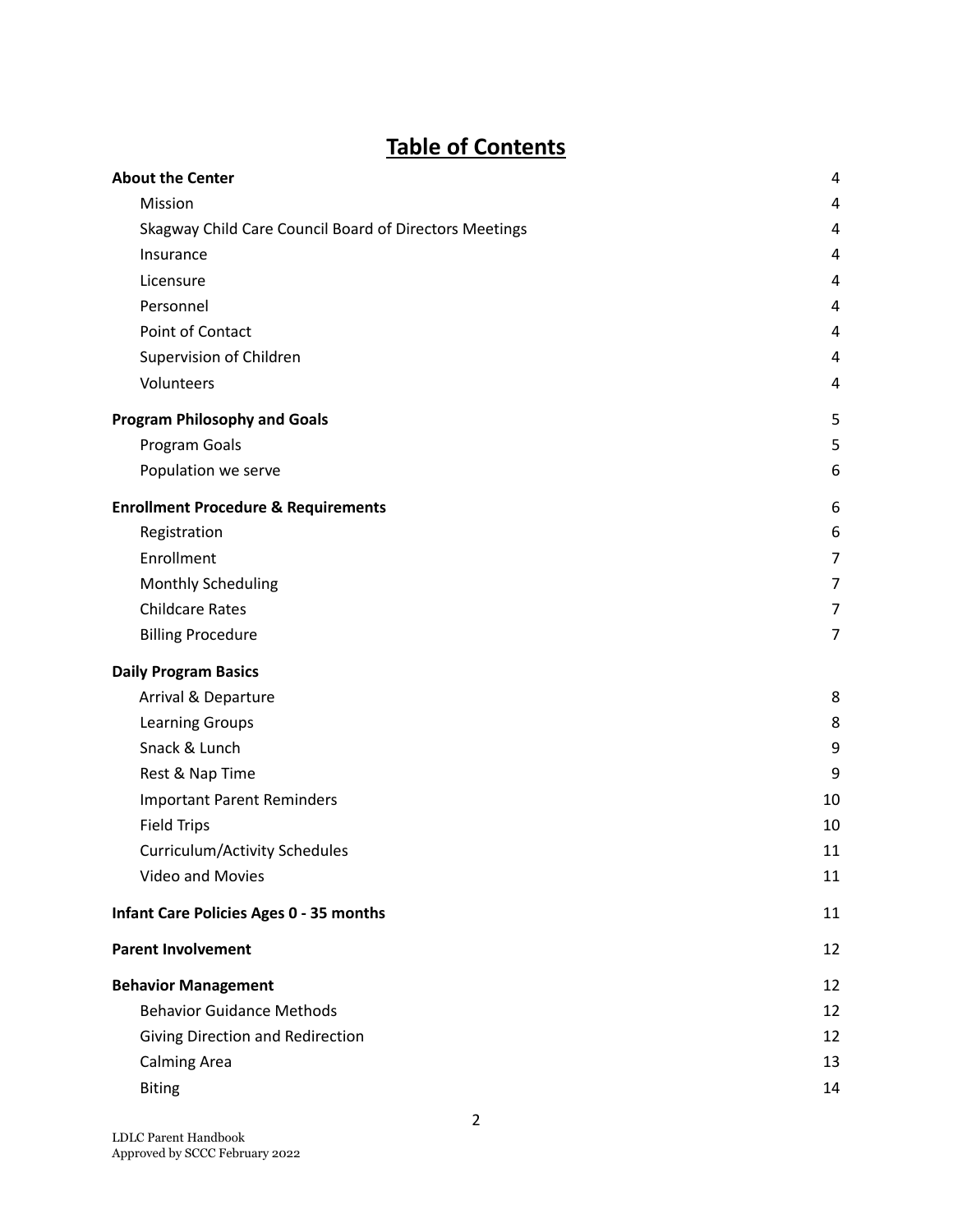# **Table of Contents**

| | |
|---|---|
| **About the Center** | 4 |
| Mission | 4 |
| Skagway Child Care Council Board of Directors Meetings | 4 |
| Insurance | 4 |
| Licensure | 4 |
| Personnel | 4 |
| Point of Contact | 4 |
| Supervision of Children | 4 |
| Volunteers | 4 |
| **Program Philosophy and Goals** | 5 |
| Program Goals | 5 |
| Population we serve | 6 |
| **Enrollment Procedure & Requirements** | 6 |
| Registration | 6 |
| Enrollment | 7 |
| Monthly Scheduling | 7 |
| Childcare Rates | 7 |
| Billing Procedure | 7 |
| **Daily Program Basics** | |
| Arrival & Departure | 8 |
| Learning Groups | 8 |
| Snack & Lunch | 9 |
| Rest & Nap Time | 9 |
| Important Parent Reminders | 10 |
| Field Trips | 10 |
| Curriculum/Activity Schedules | 11 |
| Video and Movies | 11 |
| **Infant Care Policies Ages 0 - 35 months** | 11 |
| **Parent Involvement** | 12 |
| **Behavior Management** | 12 |
| Behavior Guidance Methods | 12 |
| Giving Direction and Redirection | 12 |
| Calming Area | 13 |
| Biting | 14 |

LDLC Parent Handbook
Approved by SCCC February 2022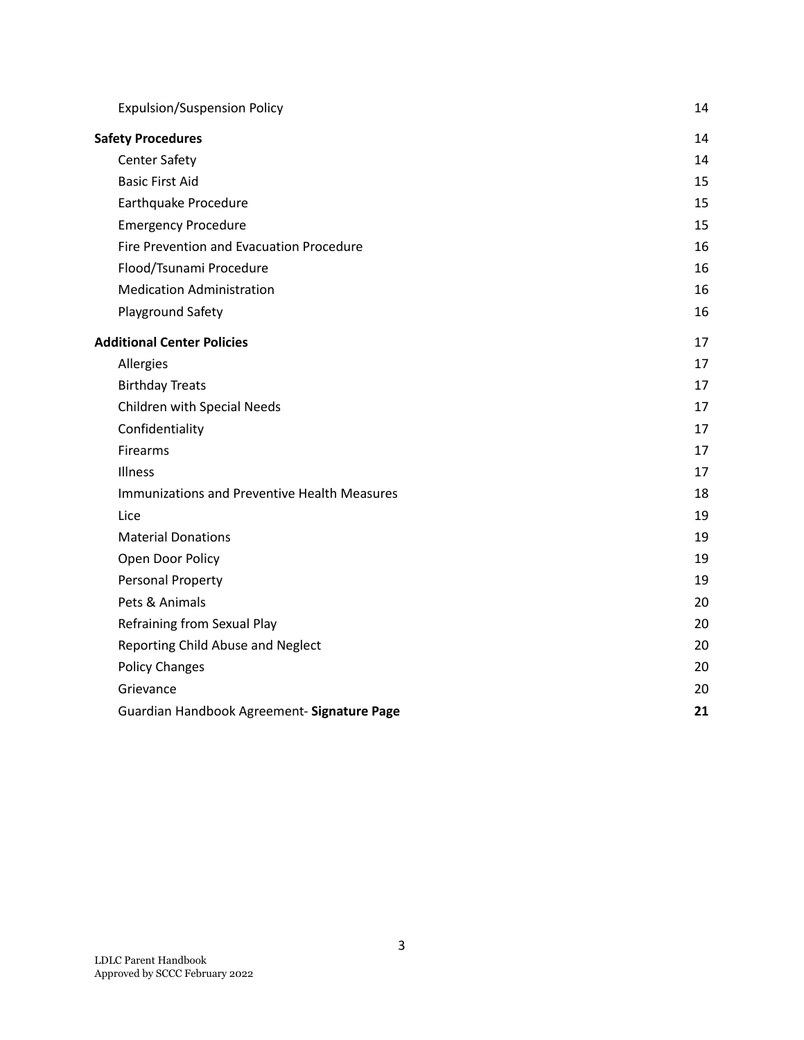| | |
|---|---|
| Expulsion/Suspension Policy | 14 |
| **Safety Procedures** | 14 |
| Center Safety | 14 |
| Basic First Aid | 15 |
| Earthquake Procedure | 15 |
| Emergency Procedure | 15 |
| Fire Prevention and Evacuation Procedure | 16 |
| Flood/Tsunami Procedure | 16 |
| Medication Administration | 16 |
| Playground Safety | 16 |
| **Additional Center Policies** | 17 |
| Allergies | 17 |
| Birthday Treats | 17 |
| Children with Special Needs | 17 |
| Confidentiality | 17 |
| Firearms | 17 |
| Illness | 17 |
| Immunizations and Preventive Health Measures | 18 |
| Lice | 19 |
| Material Donations | 19 |
| Open Door Policy | 19 |
| Personal Property | 19 |
| Pets & Animals | 20 |
| Refraining from Sexual Play | 20 |
| Reporting Child Abuse and Neglect | 20 |
| Policy Changes | 20 |
| Grievance | 20 |
| Guardian Handbook Agreement- **Signature Page** | **21** |

LDLC Parent Handbook
Approved by SCCC February 2022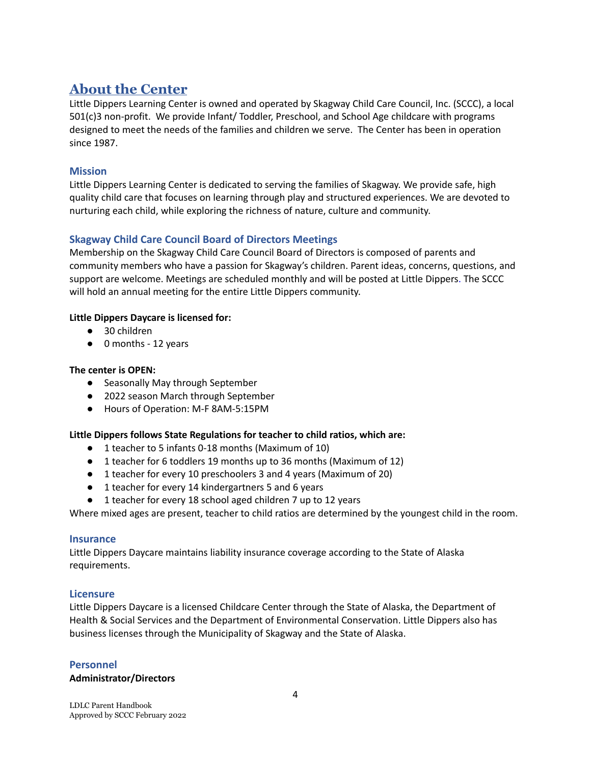# About the Center

Little Dippers Learning Center is owned and operated by Skagway Child Care Council, Inc. (SCCC), a local 501(c)3 non-profit. We provide Infant/ Toddler, Preschool, and School Age childcare with programs designed to meet the needs of the families and children we serve. The Center has been in operation since 1987.

## Mission

Little Dippers Learning Center is dedicated to serving the families of Skagway. We provide safe, high quality child care that focuses on learning through play and structured experiences. We are devoted to nurturing each child, while exploring the richness of nature, culture and community.

## Skagway Child Care Council Board of Directors Meetings

Membership on the Skagway Child Care Council Board of Directors is composed of parents and community members who have a passion for Skagway's children. Parent ideas, concerns, questions, and support are welcome. Meetings are scheduled monthly and will be posted at Little Dippers. The SCCC will hold an annual meeting for the entire Little Dippers community.

**Little Dippers Daycare is licensed for:**

- 30 children
- 0 months - 12 years

**The center is OPEN:**

- Seasonally May through September
- 2022 season March through September
- Hours of Operation: M-F 8AM-5:15PM

**Little Dippers follows State Regulations for teacher to child ratios, which are:**

- 1 teacher to 5 infants 0-18 months (Maximum of 10)
- 1 teacher for 6 toddlers 19 months up to 36 months (Maximum of 12)
- 1 teacher for every 10 preschoolers 3 and 4 years (Maximum of 20)
- 1 teacher for every 14 kindergartners 5 and 6 years
- 1 teacher for every 18 school aged children 7 up to 12 years

Where mixed ages are present, teacher to child ratios are determined by the youngest child in the room.

## Insurance

Little Dippers Daycare maintains liability insurance coverage according to the State of Alaska requirements.

## Licensure

Little Dippers Daycare is a licensed Childcare Center through the State of Alaska, the Department of Health & Social Services and the Department of Environmental Conservation. Little Dippers also has business licenses through the Municipality of Skagway and the State of Alaska.

## Personnel

**Administrator/Directors**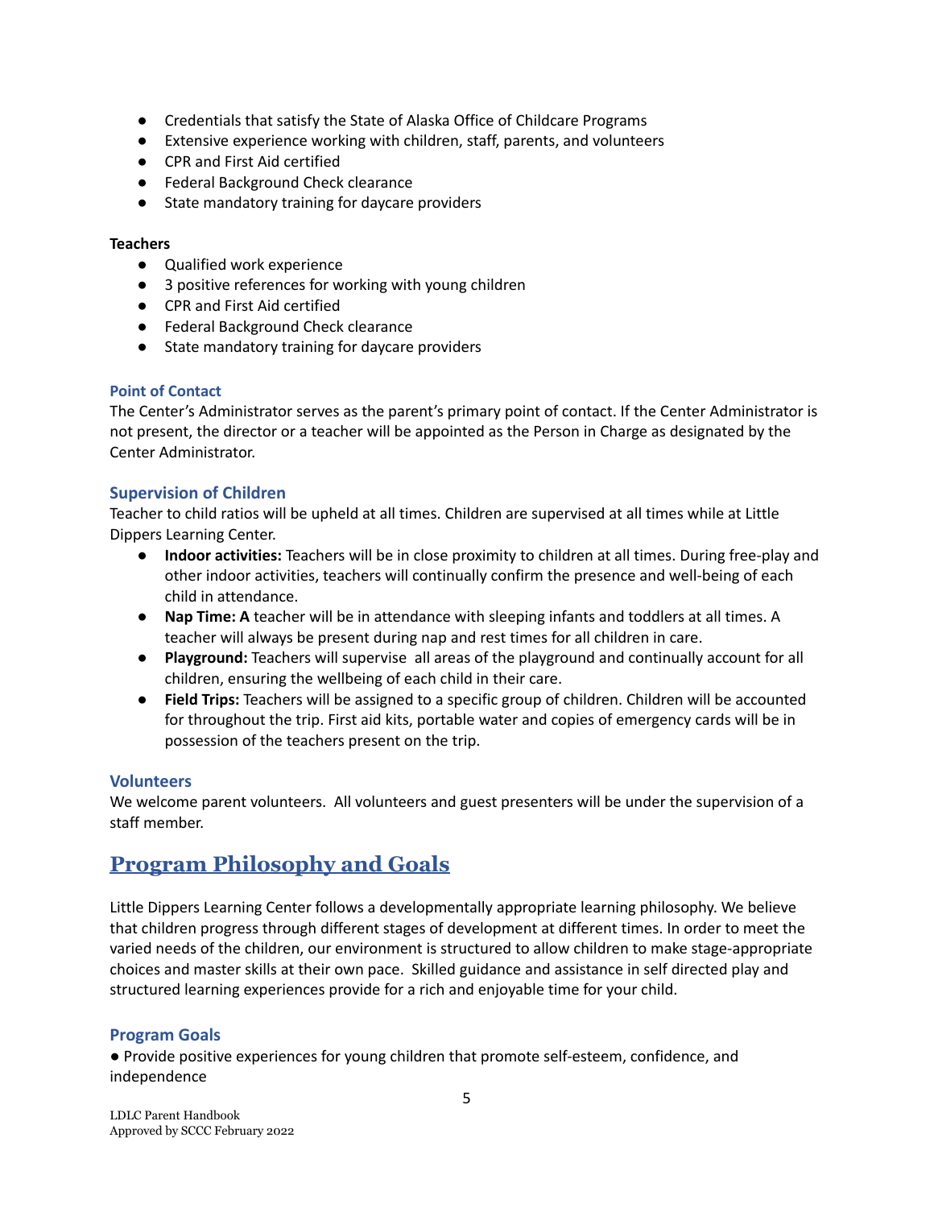- Credentials that satisfy the State of Alaska Office of Childcare Programs
- Extensive experience working with children, staff, parents, and volunteers
- CPR and First Aid certified
- Federal Background Check clearance
- State mandatory training for daycare providers

**Teachers**

- Qualified work experience
- 3 positive references for working with young children
- CPR and First Aid certified
- Federal Background Check clearance
- State mandatory training for daycare providers

#### Point of Contact

The Center's Administrator serves as the parent's primary point of contact. If the Center Administrator is not present, the director or a teacher will be appointed as the Person in Charge as designated by the Center Administrator.

### Supervision of Children

Teacher to child ratios will be upheld at all times. Children are supervised at all times while at Little Dippers Learning Center.

- **Indoor activities:** Teachers will be in close proximity to children at all times. During free-play and other indoor activities, teachers will continually confirm the presence and well-being of each child in attendance.
- **Nap Time: A** teacher will be in attendance with sleeping infants and toddlers at all times. A teacher will always be present during nap and rest times for all children in care.
- **Playground:** Teachers will supervise all areas of the playground and continually account for all children, ensuring the wellbeing of each child in their care.
- **Field Trips:** Teachers will be assigned to a specific group of children. Children will be accounted for throughout the trip. First aid kits, portable water and copies of emergency cards will be in possession of the teachers present on the trip.

### Volunteers

We welcome parent volunteers. All volunteers and guest presenters will be under the supervision of a staff member.

## Program Philosophy and Goals

Little Dippers Learning Center follows a developmentally appropriate learning philosophy. We believe that children progress through different stages of development at different times. In order to meet the varied needs of the children, our environment is structured to allow children to make stage-appropriate choices and master skills at their own pace. Skilled guidance and assistance in self directed play and structured learning experiences provide for a rich and enjoyable time for your child.

### Program Goals

- Provide positive experiences for young children that promote self-esteem, confidence, and independence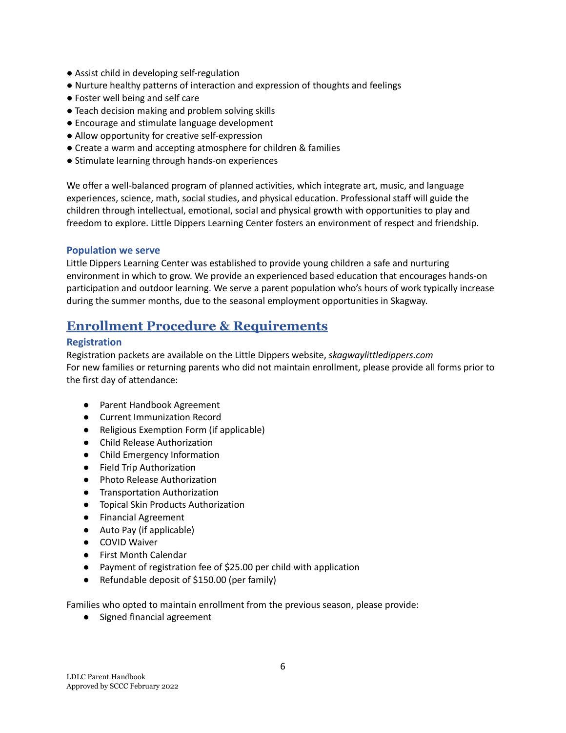- Assist child in developing self-regulation
- Nurture healthy patterns of interaction and expression of thoughts and feelings
- Foster well being and self care
- Teach decision making and problem solving skills
- Encourage and stimulate language development
- Allow opportunity for creative self-expression
- Create a warm and accepting atmosphere for children & families
- Stimulate learning through hands-on experiences

We offer a well-balanced program of planned activities, which integrate art, music, and language experiences, science, math, social studies, and physical education. Professional staff will guide the children through intellectual, emotional, social and physical growth with opportunities to play and freedom to explore. Little Dippers Learning Center fosters an environment of respect and friendship.

### Population we serve

Little Dippers Learning Center was established to provide young children a safe and nurturing environment in which to grow. We provide an experienced based education that encourages hands-on participation and outdoor learning. We serve a parent population who's hours of work typically increase during the summer months, due to the seasonal employment opportunities in Skagway.

## Enrollment Procedure & Requirements

### Registration

Registration packets are available on the Little Dippers website, *skagwaylittledippers.com*
For new families or returning parents who did not maintain enrollment, please provide all forms prior to the first day of attendance:

- Parent Handbook Agreement
- Current Immunization Record
- Religious Exemption Form (if applicable)
- Child Release Authorization
- Child Emergency Information
- Field Trip Authorization
- Photo Release Authorization
- Transportation Authorization
- Topical Skin Products Authorization
- Financial Agreement
- Auto Pay (if applicable)
- COVID Waiver
- First Month Calendar
- Payment of registration fee of $25.00 per child with application
- Refundable deposit of $150.00 (per family)

Families who opted to maintain enrollment from the previous season, please provide:

- Signed financial agreement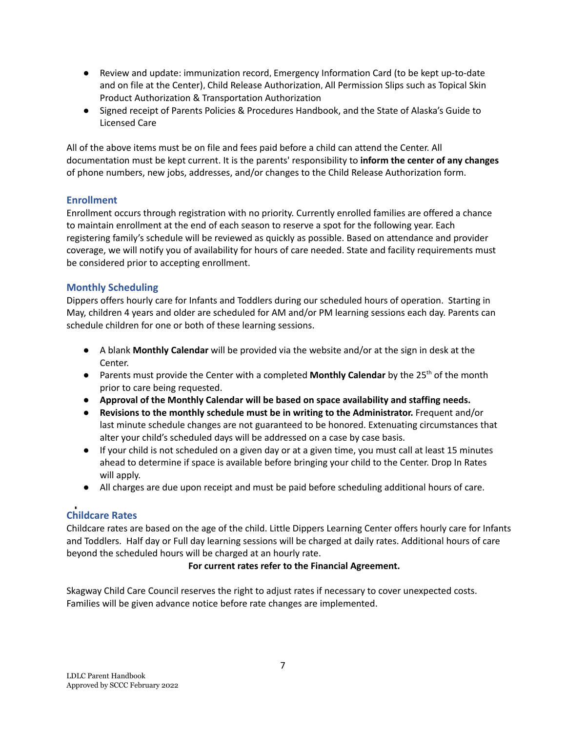- Review and update: immunization record, Emergency Information Card (to be kept up-to-date and on file at the Center), Child Release Authorization, All Permission Slips such as Topical Skin Product Authorization & Transportation Authorization
- Signed receipt of Parents Policies & Procedures Handbook, and the State of Alaska's Guide to Licensed Care

All of the above items must be on file and fees paid before a child can attend the Center. All documentation must be kept current. It is the parents' responsibility to **inform the center of any changes** of phone numbers, new jobs, addresses, and/or changes to the Child Release Authorization form.

### Enrollment

Enrollment occurs through registration with no priority. Currently enrolled families are offered a chance to maintain enrollment at the end of each season to reserve a spot for the following year. Each registering family's schedule will be reviewed as quickly as possible. Based on attendance and provider coverage, we will notify you of availability for hours of care needed. State and facility requirements must be considered prior to accepting enrollment.

### Monthly Scheduling

Dippers offers hourly care for Infants and Toddlers during our scheduled hours of operation. Starting in May, children 4 years and older are scheduled for AM and/or PM learning sessions each day. Parents can schedule children for one or both of these learning sessions.

- A blank **Monthly Calendar** will be provided via the website and/or at the sign in desk at the Center.
- Parents must provide the Center with a completed **Monthly Calendar** by the 25th of the month prior to care being requested.
- **Approval of the Monthly Calendar will be based on space availability and staffing needs.**
- **Revisions to the monthly schedule must be in writing to the Administrator.** Frequent and/or last minute schedule changes are not guaranteed to be honored. Extenuating circumstances that alter your child's scheduled days will be addressed on a case by case basis.
- If your child is not scheduled on a given day or at a given time, you must call at least 15 minutes ahead to determine if space is available before bringing your child to the Center. Drop In Rates will apply.
- All charges are due upon receipt and must be paid before scheduling additional hours of care.

### Childcare Rates

Childcare rates are based on the age of the child. Little Dippers Learning Center offers hourly care for Infants and Toddlers. Half day or Full day learning sessions will be charged at daily rates. Additional hours of care beyond the scheduled hours will be charged at an hourly rate.

**For current rates refer to the Financial Agreement.**

Skagway Child Care Council reserves the right to adjust rates if necessary to cover unexpected costs. Families will be given advance notice before rate changes are implemented.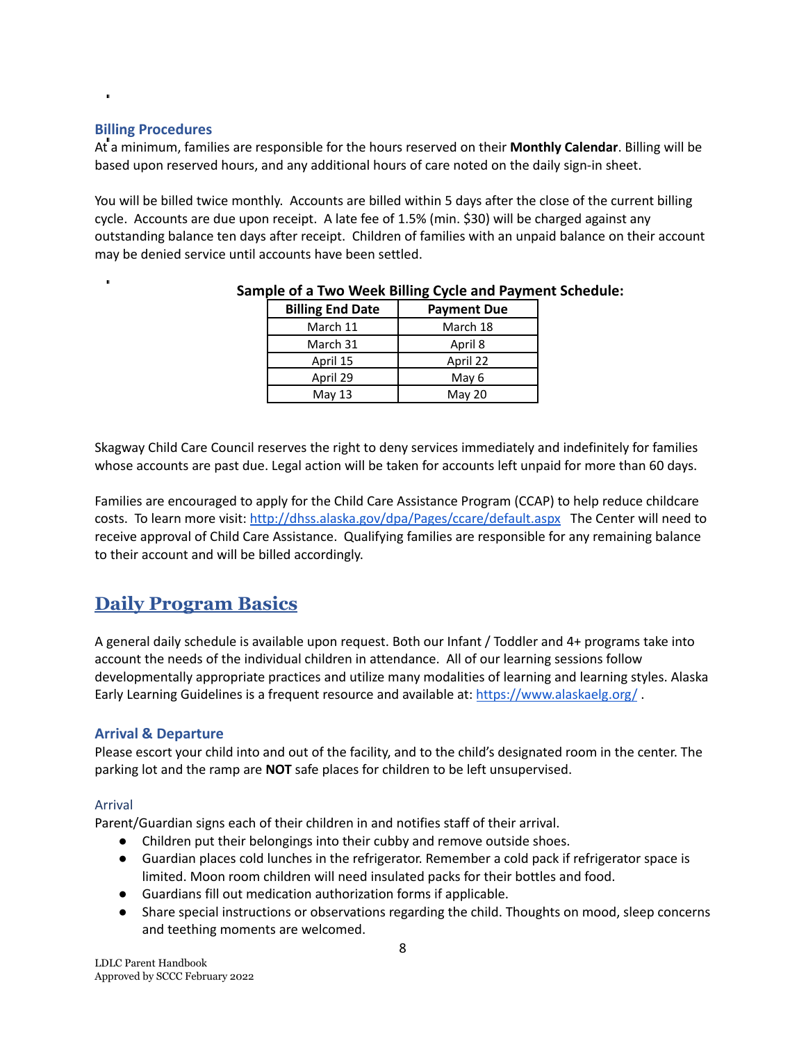### Billing Procedures

At a minimum, families are responsible for the hours reserved on their **Monthly Calendar**. Billing will be based upon reserved hours, and any additional hours of care noted on the daily sign-in sheet.

You will be billed twice monthly. Accounts are billed within 5 days after the close of the current billing cycle. Accounts are due upon receipt. A late fee of 1.5% (min. $30) will be charged against any outstanding balance ten days after receipt. Children of families with an unpaid balance on their account may be denied service until accounts have been settled.

**Sample of a Two Week Billing Cycle and Payment Schedule:**

| Billing End Date | Payment Due |
|---|---|
| March 11 | March 18 |
| March 31 | April 8 |
| April 15 | April 22 |
| April 29 | May 6 |
| May 13 | May 20 |

Skagway Child Care Council reserves the right to deny services immediately and indefinitely for families whose accounts are past due. Legal action will be taken for accounts left unpaid for more than 60 days.

Families are encouraged to apply for the Child Care Assistance Program (CCAP) to help reduce childcare costs. To learn more visit: [http://dhss.alaska.gov/dpa/Pages/ccare/default.aspx](http://dhss.alaska.gov/dpa/Pages/ccare/default.aspx) The Center will need to receive approval of Child Care Assistance. Qualifying families are responsible for any remaining balance to their account and will be billed accordingly.

## Daily Program Basics

A general daily schedule is available upon request. Both our Infant / Toddler and 4+ programs take into account the needs of the individual children in attendance. All of our learning sessions follow developmentally appropriate practices and utilize many modalities of learning and learning styles. Alaska Early Learning Guidelines is a frequent resource and available at: [https://www.alaskaelg.org/](https://www.alaskaelg.org/) .

### Arrival & Departure

Please escort your child into and out of the facility, and to the child's designated room in the center. The parking lot and the ramp are **NOT** safe places for children to be left unsupervised.

#### Arrival

Parent/Guardian signs each of their children in and notifies staff of their arrival.

- Children put their belongings into their cubby and remove outside shoes.
- Guardian places cold lunches in the refrigerator. Remember a cold pack if refrigerator space is limited. Moon room children will need insulated packs for their bottles and food.
- Guardians fill out medication authorization forms if applicable.
- Share special instructions or observations regarding the child. Thoughts on mood, sleep concerns and teething moments are welcomed.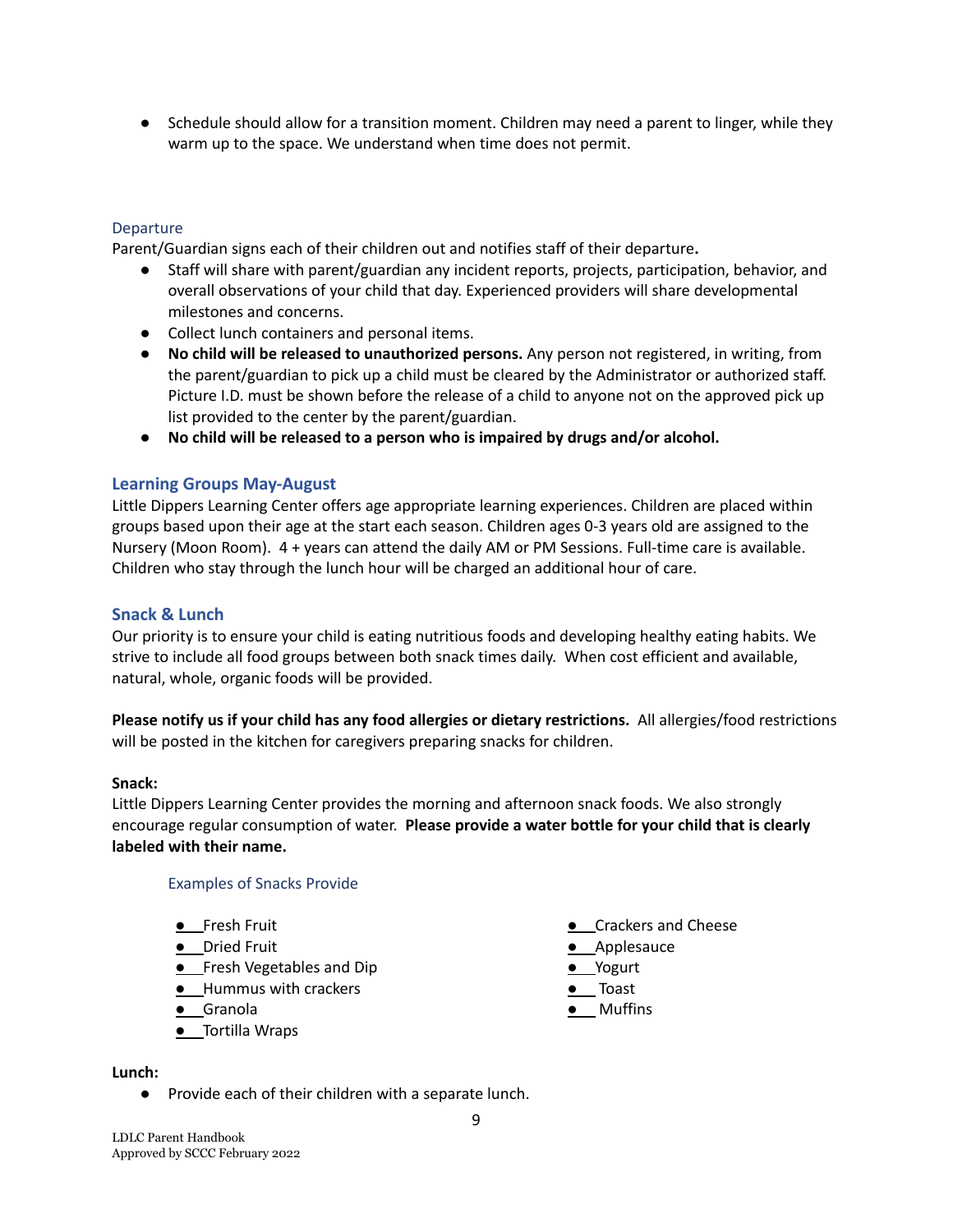- Schedule should allow for a transition moment. Children may need a parent to linger, while they warm up to the space. We understand when time does not permit.

### Departure

Parent/Guardian signs each of their children out and notifies staff of their departure**.**

- Staff will share with parent/guardian any incident reports, projects, participation, behavior, and overall observations of your child that day. Experienced providers will share developmental milestones and concerns.
- Collect lunch containers and personal items.
- **No child will be released to unauthorized persons.** Any person not registered, in writing, from the parent/guardian to pick up a child must be cleared by the Administrator or authorized staff. Picture I.D. must be shown before the release of a child to anyone not on the approved pick up list provided to the center by the parent/guardian.
- **No child will be released to a person who is impaired by drugs and/or alcohol.**

## Learning Groups May-August

Little Dippers Learning Center offers age appropriate learning experiences. Children are placed within groups based upon their age at the start each season. Children ages 0-3 years old are assigned to the Nursery (Moon Room). 4 + years can attend the daily AM or PM Sessions. Full-time care is available. Children who stay through the lunch hour will be charged an additional hour of care.

## Snack & Lunch

Our priority is to ensure your child is eating nutritious foods and developing healthy eating habits. We strive to include all food groups between both snack times daily. When cost efficient and available, natural, whole, organic foods will be provided.

**Please notify us if your child has any food allergies or dietary restrictions.** All allergies/food restrictions will be posted in the kitchen for caregivers preparing snacks for children.

**Snack:**

Little Dippers Learning Center provides the morning and afternoon snack foods. We also strongly encourage regular consumption of water. **Please provide a water bottle for your child that is clearly labeled with their name.**

### Examples of Snacks Provide

- Fresh Fruit
- Dried Fruit
- Fresh Vegetables and Dip
- Hummus with crackers
- Granola
- Tortilla Wraps
- Crackers and Cheese
- Applesauce
- Yogurt
- Toast
- Muffins

**Lunch:**

- Provide each of their children with a separate lunch.

LDLC Parent Handbook
Approved by SCCC February 2022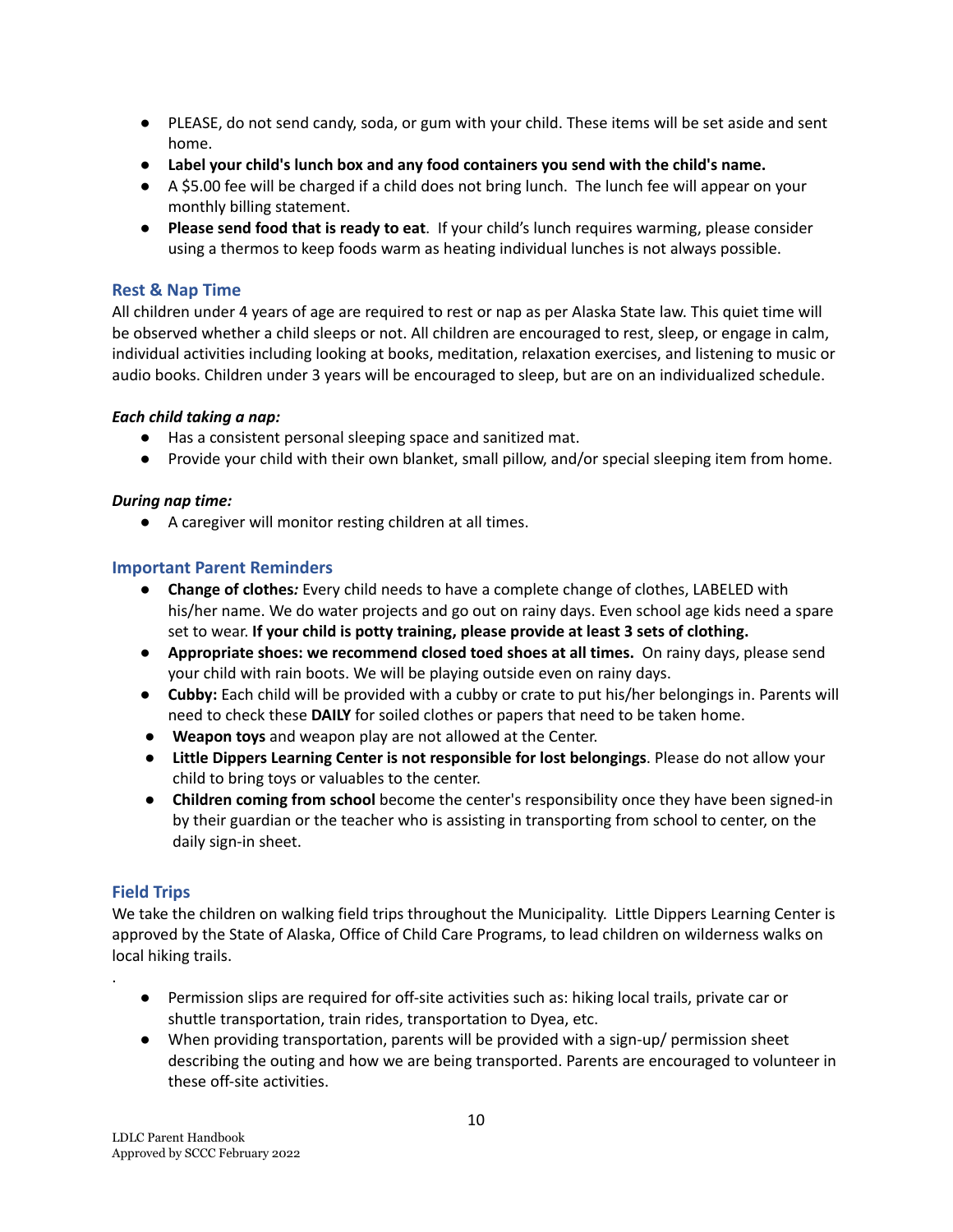- PLEASE, do not send candy, soda, or gum with your child. These items will be set aside and sent home.
- **Label your child's lunch box and any food containers you send with the child's name.**
- A $5.00 fee will be charged if a child does not bring lunch. The lunch fee will appear on your monthly billing statement.
- **Please send food that is ready to eat**. If your child's lunch requires warming, please consider using a thermos to keep foods warm as heating individual lunches is not always possible.

## Rest & Nap Time

All children under 4 years of age are required to rest or nap as per Alaska State law. This quiet time will be observed whether a child sleeps or not. All children are encouraged to rest, sleep, or engage in calm, individual activities including looking at books, meditation, relaxation exercises, and listening to music or audio books. Children under 3 years will be encouraged to sleep, but are on an individualized schedule.

***Each child taking a nap:***

- Has a consistent personal sleeping space and sanitized mat.
- Provide your child with their own blanket, small pillow, and/or special sleeping item from home.

***During nap time:***

- A caregiver will monitor resting children at all times.

## Important Parent Reminders

- **Change of clothes*:*** Every child needs to have a complete change of clothes, LABELED with his/her name. We do water projects and go out on rainy days. Even school age kids need a spare set to wear. **If your child is potty training, please provide at least 3 sets of clothing.**
- **Appropriate shoes: we recommend closed toed shoes at all times.** On rainy days, please send your child with rain boots. We will be playing outside even on rainy days.
- **Cubby:** Each child will be provided with a cubby or crate to put his/her belongings in. Parents will need to check these **DAILY** for soiled clothes or papers that need to be taken home.
- **Weapon toys** and weapon play are not allowed at the Center.
- **Little Dippers Learning Center is not responsible for lost belongings**. Please do not allow your child to bring toys or valuables to the center.
- **Children coming from school** become the center's responsibility once they have been signed-in by their guardian or the teacher who is assisting in transporting from school to center, on the daily sign-in sheet.

## Field Trips

We take the children on walking field trips throughout the Municipality. Little Dippers Learning Center is approved by the State of Alaska, Office of Child Care Programs, to lead children on wilderness walks on local hiking trails.

.

- Permission slips are required for off-site activities such as: hiking local trails, private car or shuttle transportation, train rides, transportation to Dyea, etc.
- When providing transportation, parents will be provided with a sign-up/ permission sheet describing the outing and how we are being transported. Parents are encouraged to volunteer in these off-site activities.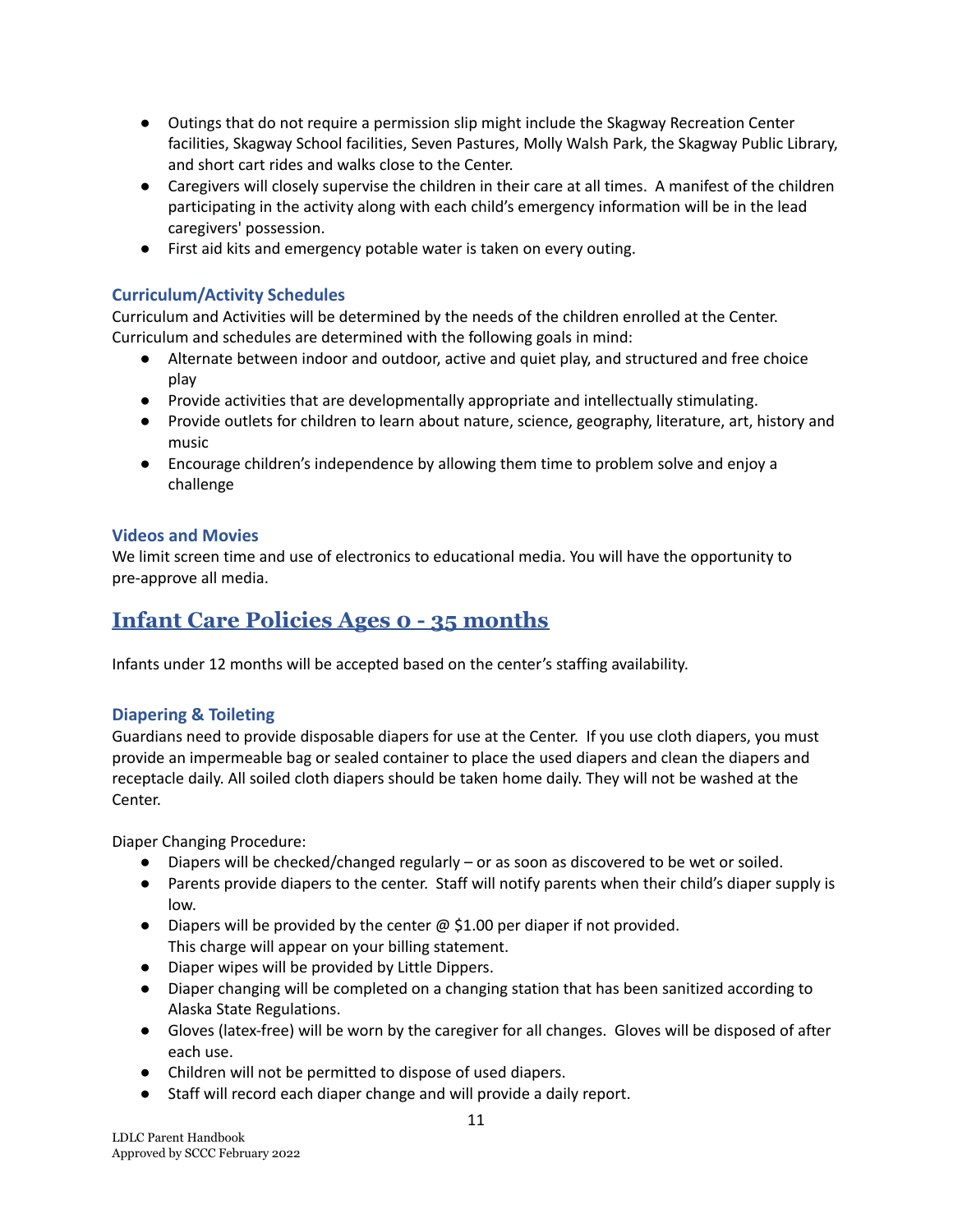- Outings that do not require a permission slip might include the Skagway Recreation Center facilities, Skagway School facilities, Seven Pastures, Molly Walsh Park, the Skagway Public Library, and short cart rides and walks close to the Center.
- Caregivers will closely supervise the children in their care at all times. A manifest of the children participating in the activity along with each child's emergency information will be in the lead caregivers' possession.
- First aid kits and emergency potable water is taken on every outing.

### Curriculum/Activity Schedules

Curriculum and Activities will be determined by the needs of the children enrolled at the Center. Curriculum and schedules are determined with the following goals in mind:

- Alternate between indoor and outdoor, active and quiet play, and structured and free choice play
- Provide activities that are developmentally appropriate and intellectually stimulating.
- Provide outlets for children to learn about nature, science, geography, literature, art, history and music
- Encourage children's independence by allowing them time to problem solve and enjoy a challenge

### Videos and Movies

We limit screen time and use of electronics to educational media. You will have the opportunity to pre-approve all media.

## Infant Care Policies Ages 0 - 35 months

Infants under 12 months will be accepted based on the center's staffing availability.

### Diapering & Toileting

Guardians need to provide disposable diapers for use at the Center. If you use cloth diapers, you must provide an impermeable bag or sealed container to place the used diapers and clean the diapers and receptacle daily. All soiled cloth diapers should be taken home daily. They will not be washed at the Center.

Diaper Changing Procedure:

- Diapers will be checked/changed regularly – or as soon as discovered to be wet or soiled.
- Parents provide diapers to the center. Staff will notify parents when their child's diaper supply is low.
- Diapers will be provided by the center @ $1.00 per diaper if not provided. This charge will appear on your billing statement.
- Diaper wipes will be provided by Little Dippers.
- Diaper changing will be completed on a changing station that has been sanitized according to Alaska State Regulations.
- Gloves (latex-free) will be worn by the caregiver for all changes. Gloves will be disposed of after each use.
- Children will not be permitted to dispose of used diapers.
- Staff will record each diaper change and will provide a daily report.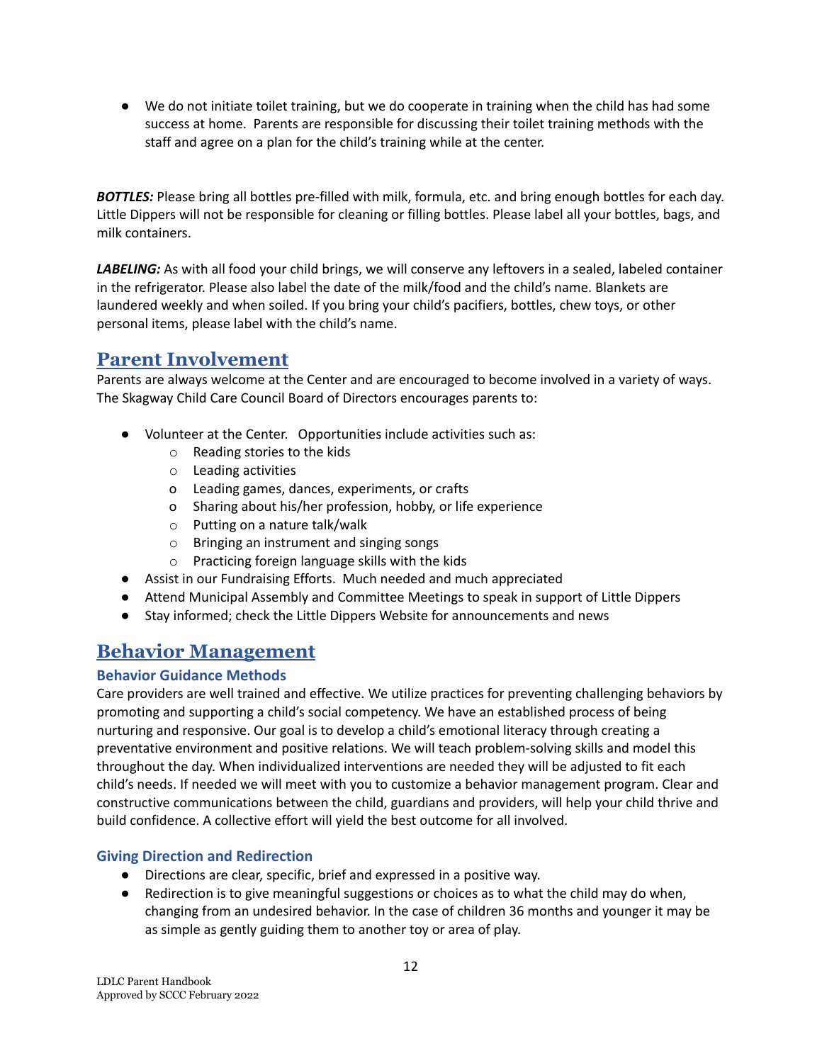- We do not initiate toilet training, but we do cooperate in training when the child has had some success at home. Parents are responsible for discussing their toilet training methods with the staff and agree on a plan for the child's training while at the center.

***BOTTLES:*** Please bring all bottles pre-filled with milk, formula, etc. and bring enough bottles for each day. Little Dippers will not be responsible for cleaning or filling bottles. Please label all your bottles, bags, and milk containers.

***LABELING:*** As with all food your child brings, we will conserve any leftovers in a sealed, labeled container in the refrigerator. Please also label the date of the milk/food and the child's name. Blankets are laundered weekly and when soiled. If you bring your child's pacifiers, bottles, chew toys, or other personal items, please label with the child's name.

## Parent Involvement

Parents are always welcome at the Center and are encouraged to become involved in a variety of ways. The Skagway Child Care Council Board of Directors encourages parents to:

- Volunteer at the Center. Opportunities include activities such as:
  - Reading stories to the kids
  - Leading activities
  - Leading games, dances, experiments, or crafts
  - Sharing about his/her profession, hobby, or life experience
  - Putting on a nature talk/walk
  - Bringing an instrument and singing songs
  - Practicing foreign language skills with the kids
- Assist in our Fundraising Efforts. Much needed and much appreciated
- Attend Municipal Assembly and Committee Meetings to speak in support of Little Dippers
- Stay informed; check the Little Dippers Website for announcements and news

## Behavior Management

### Behavior Guidance Methods

Care providers are well trained and effective. We utilize practices for preventing challenging behaviors by promoting and supporting a child's social competency. We have an established process of being nurturing and responsive. Our goal is to develop a child's emotional literacy through creating a preventative environment and positive relations. We will teach problem-solving skills and model this throughout the day. When individualized interventions are needed they will be adjusted to fit each child's needs. If needed we will meet with you to customize a behavior management program. Clear and constructive communications between the child, guardians and providers, will help your child thrive and build confidence. A collective effort will yield the best outcome for all involved.

### Giving Direction and Redirection

- Directions are clear, specific, brief and expressed in a positive way.
- Redirection is to give meaningful suggestions or choices as to what the child may do when, changing from an undesired behavior. In the case of children 36 months and younger it may be as simple as gently guiding them to another toy or area of play.

LDLC Parent Handbook
Approved by SCCC February 2022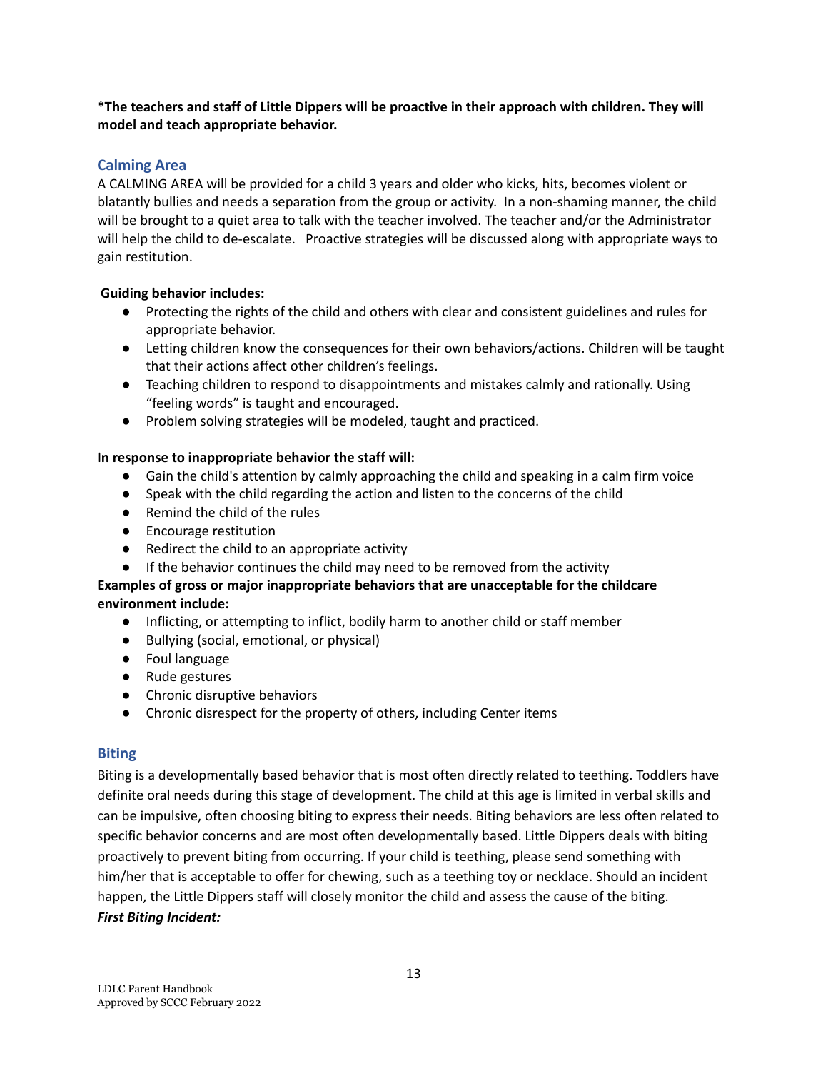**\*The teachers and staff of Little Dippers will be proactive in their approach with children. They will model and teach appropriate behavior.**

## Calming Area

A CALMING AREA will be provided for a child 3 years and older who kicks, hits, becomes violent or blatantly bullies and needs a separation from the group or activity. In a non-shaming manner, the child will be brought to a quiet area to talk with the teacher involved. The teacher and/or the Administrator will help the child to de-escalate. Proactive strategies will be discussed along with appropriate ways to gain restitution.

**Guiding behavior includes:**

- Protecting the rights of the child and others with clear and consistent guidelines and rules for appropriate behavior.
- Letting children know the consequences for their own behaviors/actions. Children will be taught that their actions affect other children's feelings.
- Teaching children to respond to disappointments and mistakes calmly and rationally. Using "feeling words" is taught and encouraged.
- Problem solving strategies will be modeled, taught and practiced.

**In response to inappropriate behavior the staff will:**

- Gain the child's attention by calmly approaching the child and speaking in a calm firm voice
- Speak with the child regarding the action and listen to the concerns of the child
- Remind the child of the rules
- Encourage restitution
- Redirect the child to an appropriate activity
- If the behavior continues the child may need to be removed from the activity

**Examples of gross or major inappropriate behaviors that are unacceptable for the childcare environment include:**

- Inflicting, or attempting to inflict, bodily harm to another child or staff member
- Bullying (social, emotional, or physical)
- Foul language
- Rude gestures
- Chronic disruptive behaviors
- Chronic disrespect for the property of others, including Center items

## Biting

Biting is a developmentally based behavior that is most often directly related to teething. Toddlers have definite oral needs during this stage of development. The child at this age is limited in verbal skills and can be impulsive, often choosing biting to express their needs. Biting behaviors are less often related to specific behavior concerns and are most often developmentally based. Little Dippers deals with biting proactively to prevent biting from occurring. If your child is teething, please send something with him/her that is acceptable to offer for chewing, such as a teething toy or necklace. Should an incident happen, the Little Dippers staff will closely monitor the child and assess the cause of the biting.

***First Biting Incident:***

LDLC Parent Handbook
Approved by SCCC February 2022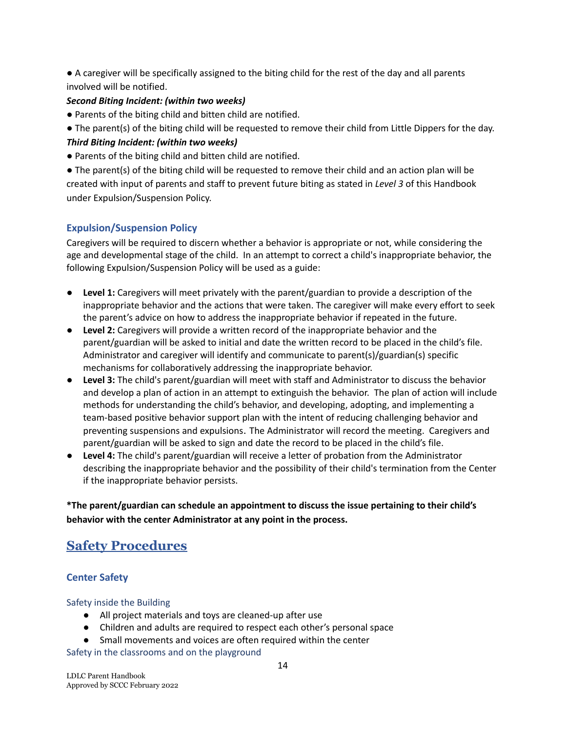- A caregiver will be specifically assigned to the biting child for the rest of the day and all parents involved will be notified.

***Second Biting Incident: (within two weeks)***

- Parents of the biting child and bitten child are notified.
- The parent(s) of the biting child will be requested to remove their child from Little Dippers for the day.

***Third Biting Incident: (within two weeks)***

- Parents of the biting child and bitten child are notified.
- The parent(s) of the biting child will be requested to remove their child and an action plan will be created with input of parents and staff to prevent future biting as stated in *Level 3* of this Handbook under Expulsion/Suspension Policy.

### Expulsion/Suspension Policy

Caregivers will be required to discern whether a behavior is appropriate or not, while considering the age and developmental stage of the child. In an attempt to correct a child's inappropriate behavior, the following Expulsion/Suspension Policy will be used as a guide:

- **Level 1:** Caregivers will meet privately with the parent/guardian to provide a description of the inappropriate behavior and the actions that were taken. The caregiver will make every effort to seek the parent's advice on how to address the inappropriate behavior if repeated in the future.
- **Level 2:** Caregivers will provide a written record of the inappropriate behavior and the parent/guardian will be asked to initial and date the written record to be placed in the child's file. Administrator and caregiver will identify and communicate to parent(s)/guardian(s) specific mechanisms for collaboratively addressing the inappropriate behavior.
- **Level 3:** The child's parent/guardian will meet with staff and Administrator to discuss the behavior and develop a plan of action in an attempt to extinguish the behavior. The plan of action will include methods for understanding the child's behavior, and developing, adopting, and implementing a team-based positive behavior support plan with the intent of reducing challenging behavior and preventing suspensions and expulsions. The Administrator will record the meeting. Caregivers and parent/guardian will be asked to sign and date the record to be placed in the child's file.
- **Level 4:** The child's parent/guardian will receive a letter of probation from the Administrator describing the inappropriate behavior and the possibility of their child's termination from the Center if the inappropriate behavior persists.

**\*The parent/guardian can schedule an appointment to discuss the issue pertaining to their child's behavior with the center Administrator at any point in the process.**

## Safety Procedures

### Center Safety

#### Safety inside the Building

- All project materials and toys are cleaned-up after use
- Children and adults are required to respect each other's personal space
- Small movements and voices are often required within the center

#### Safety in the classrooms and on the playground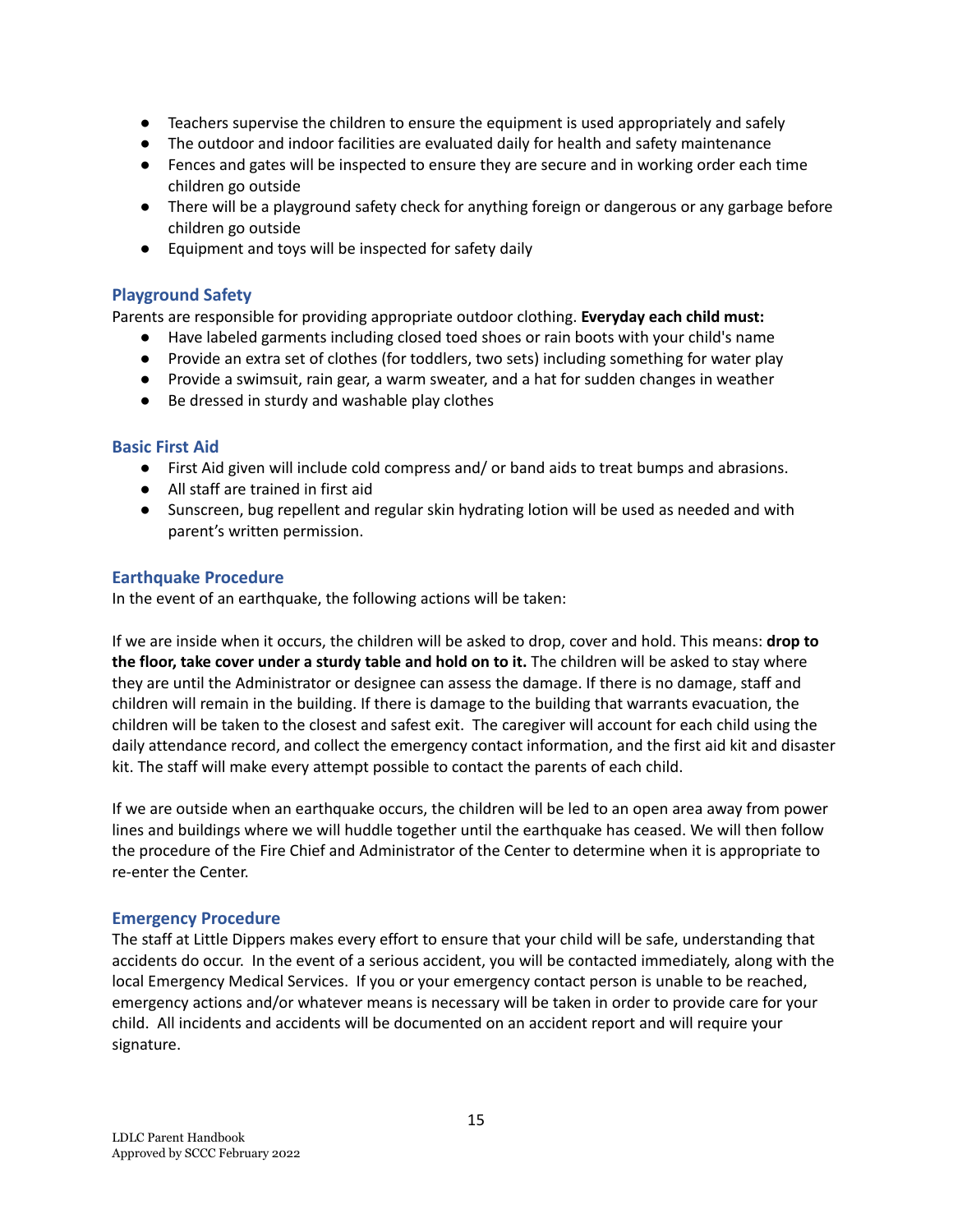- Teachers supervise the children to ensure the equipment is used appropriately and safely
- The outdoor and indoor facilities are evaluated daily for health and safety maintenance
- Fences and gates will be inspected to ensure they are secure and in working order each time children go outside
- There will be a playground safety check for anything foreign or dangerous or any garbage before children go outside
- Equipment and toys will be inspected for safety daily

### Playground Safety

Parents are responsible for providing appropriate outdoor clothing. **Everyday each child must:**

- Have labeled garments including closed toed shoes or rain boots with your child's name
- Provide an extra set of clothes (for toddlers, two sets) including something for water play
- Provide a swimsuit, rain gear, a warm sweater, and a hat for sudden changes in weather
- Be dressed in sturdy and washable play clothes

### Basic First Aid

- First Aid given will include cold compress and/ or band aids to treat bumps and abrasions.
- All staff are trained in first aid
- Sunscreen, bug repellent and regular skin hydrating lotion will be used as needed and with parent's written permission.

### Earthquake Procedure

In the event of an earthquake, the following actions will be taken:

If we are inside when it occurs, the children will be asked to drop, cover and hold. This means: **drop to the floor, take cover under a sturdy table and hold on to it.** The children will be asked to stay where they are until the Administrator or designee can assess the damage. If there is no damage, staff and children will remain in the building. If there is damage to the building that warrants evacuation, the children will be taken to the closest and safest exit. The caregiver will account for each child using the daily attendance record, and collect the emergency contact information, and the first aid kit and disaster kit. The staff will make every attempt possible to contact the parents of each child.

If we are outside when an earthquake occurs, the children will be led to an open area away from power lines and buildings where we will huddle together until the earthquake has ceased. We will then follow the procedure of the Fire Chief and Administrator of the Center to determine when it is appropriate to re-enter the Center.

### Emergency Procedure

The staff at Little Dippers makes every effort to ensure that your child will be safe, understanding that accidents do occur. In the event of a serious accident, you will be contacted immediately, along with the local Emergency Medical Services. If you or your emergency contact person is unable to be reached, emergency actions and/or whatever means is necessary will be taken in order to provide care for your child. All incidents and accidents will be documented on an accident report and will require your signature.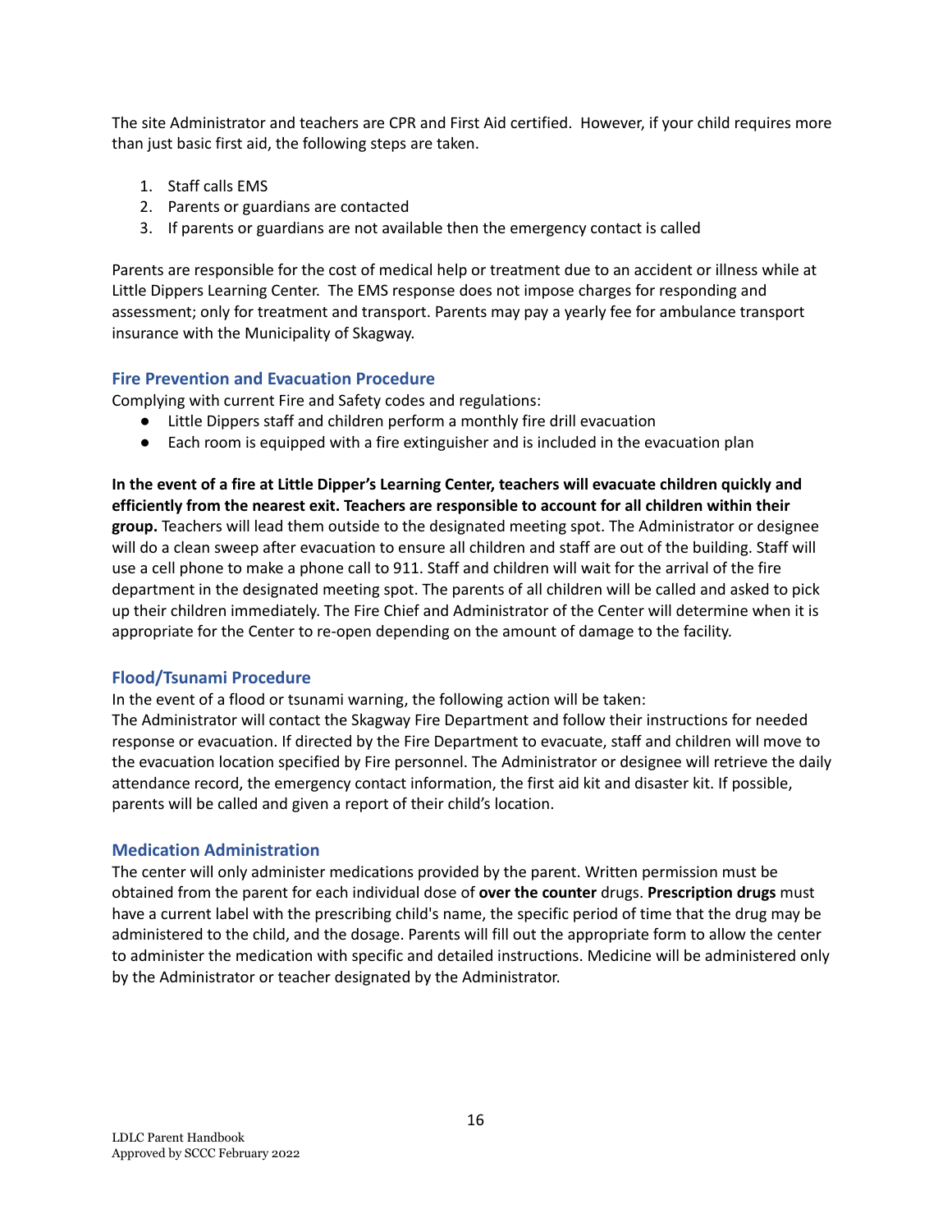The site Administrator and teachers are CPR and First Aid certified. However, if your child requires more than just basic first aid, the following steps are taken.

1. Staff calls EMS
2. Parents or guardians are contacted
3. If parents or guardians are not available then the emergency contact is called

Parents are responsible for the cost of medical help or treatment due to an accident or illness while at Little Dippers Learning Center. The EMS response does not impose charges for responding and assessment; only for treatment and transport. Parents may pay a yearly fee for ambulance transport insurance with the Municipality of Skagway.

### Fire Prevention and Evacuation Procedure

Complying with current Fire and Safety codes and regulations:

- Little Dippers staff and children perform a monthly fire drill evacuation
- Each room is equipped with a fire extinguisher and is included in the evacuation plan

**In the event of a fire at Little Dipper's Learning Center, teachers will evacuate children quickly and efficiently from the nearest exit. Teachers are responsible to account for all children within their group.** Teachers will lead them outside to the designated meeting spot. The Administrator or designee will do a clean sweep after evacuation to ensure all children and staff are out of the building. Staff will use a cell phone to make a phone call to 911. Staff and children will wait for the arrival of the fire department in the designated meeting spot. The parents of all children will be called and asked to pick up their children immediately. The Fire Chief and Administrator of the Center will determine when it is appropriate for the Center to re-open depending on the amount of damage to the facility.

### Flood/Tsunami Procedure

In the event of a flood or tsunami warning, the following action will be taken:
The Administrator will contact the Skagway Fire Department and follow their instructions for needed response or evacuation. If directed by the Fire Department to evacuate, staff and children will move to the evacuation location specified by Fire personnel. The Administrator or designee will retrieve the daily attendance record, the emergency contact information, the first aid kit and disaster kit. If possible, parents will be called and given a report of their child's location.

### Medication Administration

The center will only administer medications provided by the parent. Written permission must be obtained from the parent for each individual dose of **over the counter** drugs. **Prescription drugs** must have a current label with the prescribing child's name, the specific period of time that the drug may be administered to the child, and the dosage. Parents will fill out the appropriate form to allow the center to administer the medication with specific and detailed instructions. Medicine will be administered only by the Administrator or teacher designated by the Administrator.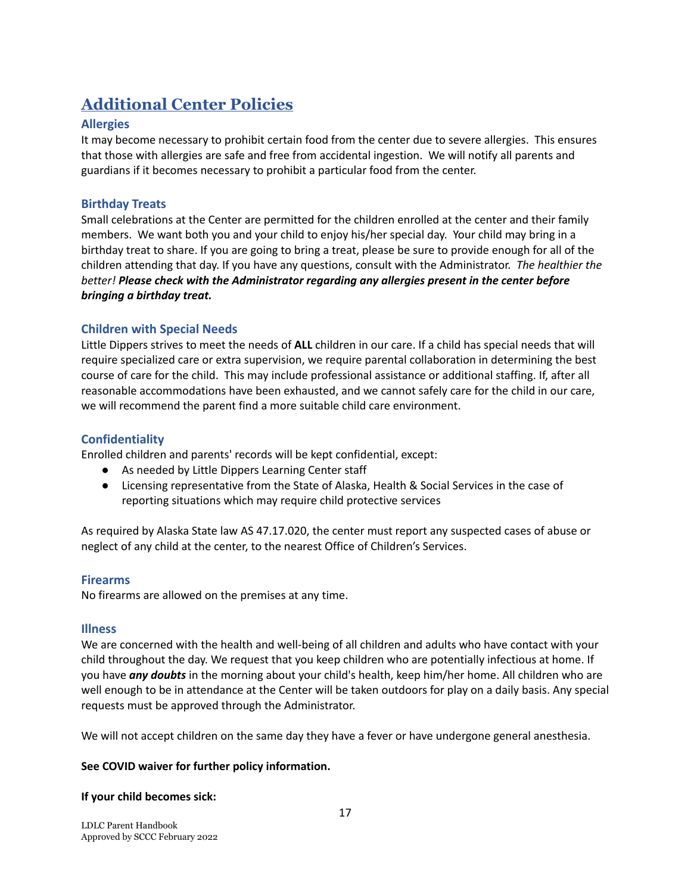# Additional Center Policies

## Allergies

It may become necessary to prohibit certain food from the center due to severe allergies. This ensures that those with allergies are safe and free from accidental ingestion. We will notify all parents and guardians if it becomes necessary to prohibit a particular food from the center.

## Birthday Treats

Small celebrations at the Center are permitted for the children enrolled at the center and their family members. We want both you and your child to enjoy his/her special day. Your child may bring in a birthday treat to share. If you are going to bring a treat, please be sure to provide enough for all of the children attending that day. If you have any questions, consult with the Administrator. *The healthier the better!* ***Please check with the Administrator regarding any allergies present in the center before bringing a birthday treat.***

## Children with Special Needs

Little Dippers strives to meet the needs of **ALL** children in our care. If a child has special needs that will require specialized care or extra supervision, we require parental collaboration in determining the best course of care for the child. This may include professional assistance or additional staffing. If, after all reasonable accommodations have been exhausted, and we cannot safely care for the child in our care, we will recommend the parent find a more suitable child care environment.

## Confidentiality

Enrolled children and parents' records will be kept confidential, except:

- As needed by Little Dippers Learning Center staff
- Licensing representative from the State of Alaska, Health & Social Services in the case of reporting situations which may require child protective services

As required by Alaska State law AS 47.17.020, the center must report any suspected cases of abuse or neglect of any child at the center, to the nearest Office of Children's Services.

## Firearms

No firearms are allowed on the premises at any time.

## Illness

We are concerned with the health and well-being of all children and adults who have contact with your child throughout the day. We request that you keep children who are potentially infectious at home. If you have ***any doubts*** in the morning about your child's health, keep him/her home. All children who are well enough to be in attendance at the Center will be taken outdoors for play on a daily basis. Any special requests must be approved through the Administrator.

We will not accept children on the same day they have a fever or have undergone general anesthesia.

**See COVID waiver for further policy information.**

**If your child becomes sick:**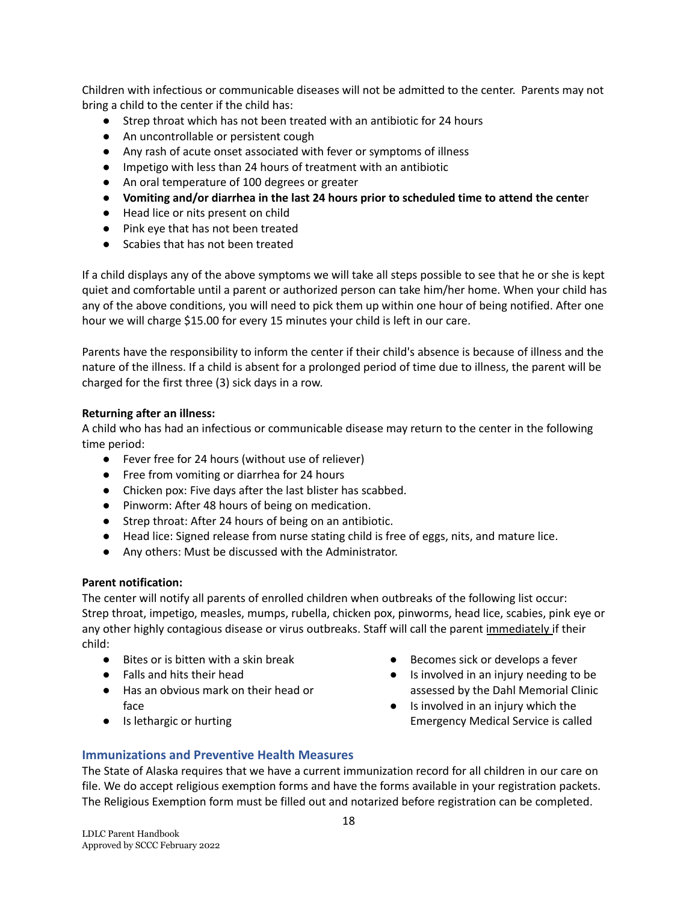Children with infectious or communicable diseases will not be admitted to the center. Parents may not bring a child to the center if the child has:

- Strep throat which has not been treated with an antibiotic for 24 hours
- An uncontrollable or persistent cough
- Any rash of acute onset associated with fever or symptoms of illness
- Impetigo with less than 24 hours of treatment with an antibiotic
- An oral temperature of 100 degrees or greater
- **Vomiting and/or diarrhea in the last 24 hours prior to scheduled time to attend the center**
- Head lice or nits present on child
- Pink eye that has not been treated
- Scabies that has not been treated

If a child displays any of the above symptoms we will take all steps possible to see that he or she is kept quiet and comfortable until a parent or authorized person can take him/her home. When your child has any of the above conditions, you will need to pick them up within one hour of being notified. After one hour we will charge $15.00 for every 15 minutes your child is left in our care.

Parents have the responsibility to inform the center if their child's absence is because of illness and the nature of the illness. If a child is absent for a prolonged period of time due to illness, the parent will be charged for the first three (3) sick days in a row.

**Returning after an illness:**

A child who has had an infectious or communicable disease may return to the center in the following time period:

- Fever free for 24 hours (without use of reliever)
- Free from vomiting or diarrhea for 24 hours
- Chicken pox: Five days after the last blister has scabbed.
- Pinworm: After 48 hours of being on medication.
- Strep throat: After 24 hours of being on an antibiotic.
- Head lice: Signed release from nurse stating child is free of eggs, nits, and mature lice.
- Any others: Must be discussed with the Administrator.

**Parent notification:**

The center will notify all parents of enrolled children when outbreaks of the following list occur: Strep throat, impetigo, measles, mumps, rubella, chicken pox, pinworms, head lice, scabies, pink eye or any other highly contagious disease or virus outbreaks. Staff will call the parent <u>immediately</u> if their child:

- Bites or is bitten with a skin break
- Falls and hits their head
- Has an obvious mark on their head or face
- Is lethargic or hurting
- Becomes sick or develops a fever
- Is involved in an injury needing to be assessed by the Dahl Memorial Clinic
- Is involved in an injury which the Emergency Medical Service is called

## Immunizations and Preventive Health Measures

The State of Alaska requires that we have a current immunization record for all children in our care on file. We do accept religious exemption forms and have the forms available in your registration packets. The Religious Exemption form must be filled out and notarized before registration can be completed.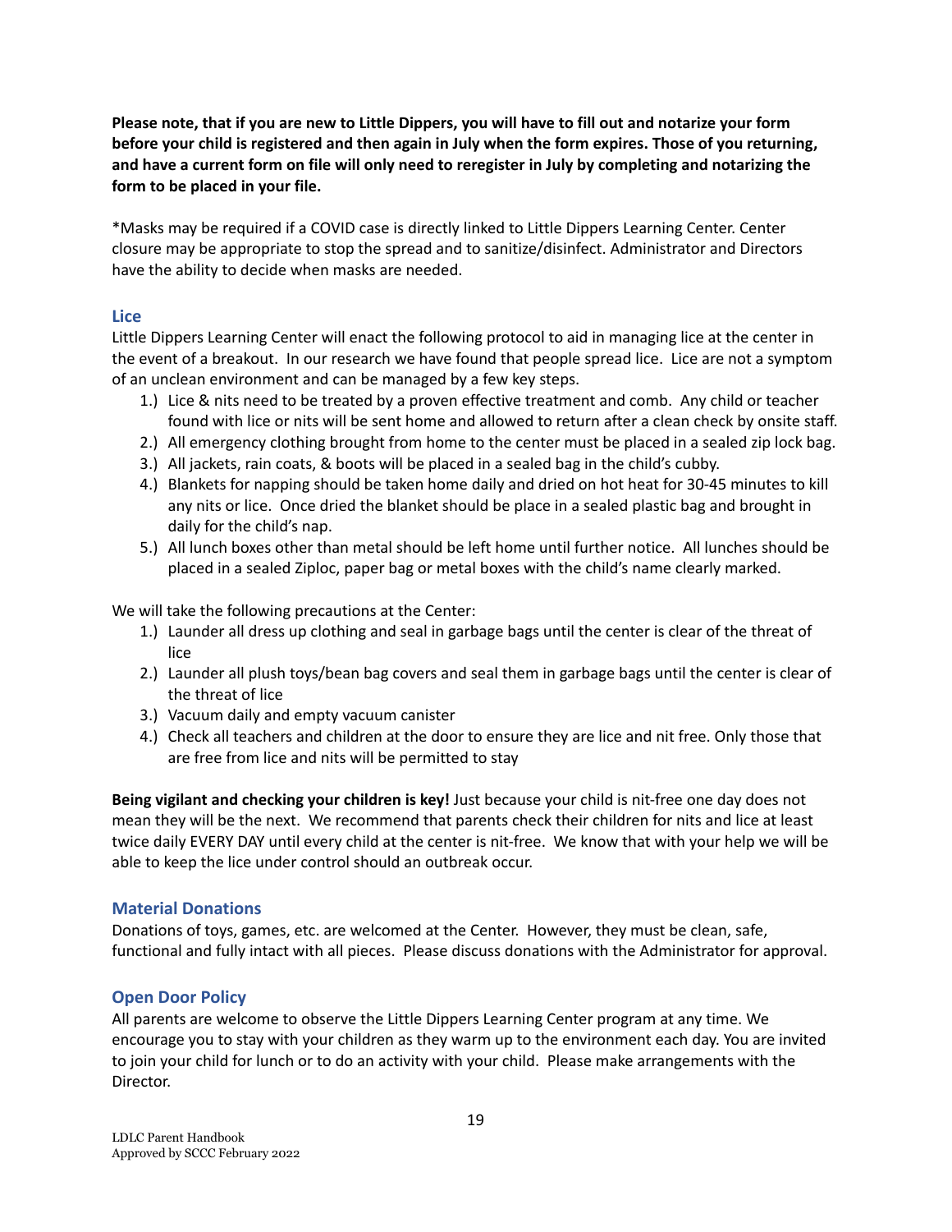**Please note, that if you are new to Little Dippers, you will have to fill out and notarize your form before your child is registered and then again in July when the form expires. Those of you returning, and have a current form on file will only need to reregister in July by completing and notarizing the form to be placed in your file.**

*Masks may be required if a COVID case is directly linked to Little Dippers Learning Center. Center closure may be appropriate to stop the spread and to sanitize/disinfect. Administrator and Directors have the ability to decide when masks are needed.

### Lice

Little Dippers Learning Center will enact the following protocol to aid in managing lice at the center in the event of a breakout. In our research we have found that people spread lice. Lice are not a symptom of an unclean environment and can be managed by a few key steps.

1.) Lice & nits need to be treated by a proven effective treatment and comb. Any child or teacher found with lice or nits will be sent home and allowed to return after a clean check by onsite staff.
2.) All emergency clothing brought from home to the center must be placed in a sealed zip lock bag.
3.) All jackets, rain coats, & boots will be placed in a sealed bag in the child's cubby.
4.) Blankets for napping should be taken home daily and dried on hot heat for 30-45 minutes to kill any nits or lice. Once dried the blanket should be place in a sealed plastic bag and brought in daily for the child's nap.
5.) All lunch boxes other than metal should be left home until further notice. All lunches should be placed in a sealed Ziploc, paper bag or metal boxes with the child's name clearly marked.

We will take the following precautions at the Center:

1.) Launder all dress up clothing and seal in garbage bags until the center is clear of the threat of lice
2.) Launder all plush toys/bean bag covers and seal them in garbage bags until the center is clear of the threat of lice
3.) Vacuum daily and empty vacuum canister
4.) Check all teachers and children at the door to ensure they are lice and nit free. Only those that are free from lice and nits will be permitted to stay

**Being vigilant and checking your children is key!** Just because your child is nit-free one day does not mean they will be the next. We recommend that parents check their children for nits and lice at least twice daily EVERY DAY until every child at the center is nit-free. We know that with your help we will be able to keep the lice under control should an outbreak occur.

### Material Donations

Donations of toys, games, etc. are welcomed at the Center. However, they must be clean, safe, functional and fully intact with all pieces. Please discuss donations with the Administrator for approval.

### Open Door Policy

All parents are welcome to observe the Little Dippers Learning Center program at any time. We encourage you to stay with your children as they warm up to the environment each day. You are invited to join your child for lunch or to do an activity with your child. Please make arrangements with the Director.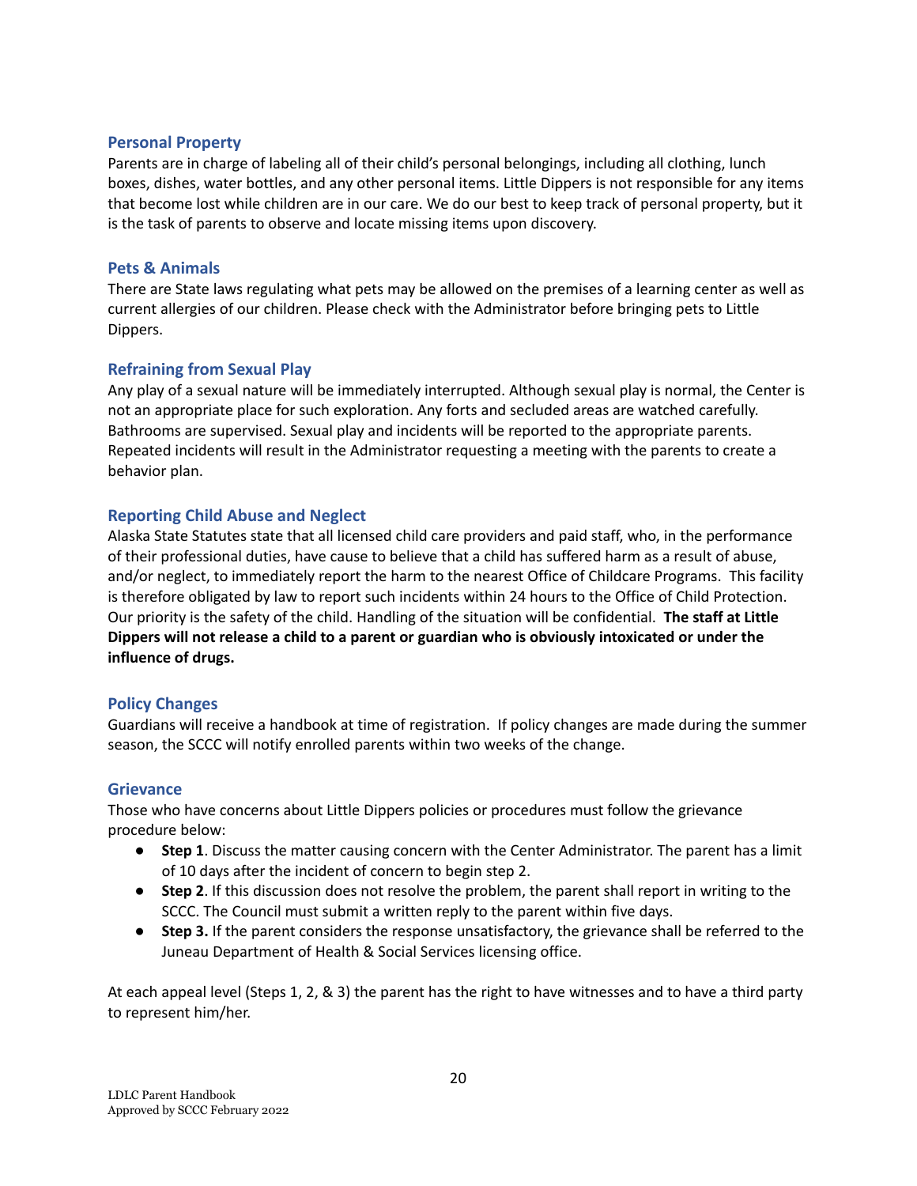## Personal Property

Parents are in charge of labeling all of their child's personal belongings, including all clothing, lunch boxes, dishes, water bottles, and any other personal items. Little Dippers is not responsible for any items that become lost while children are in our care. We do our best to keep track of personal property, but it is the task of parents to observe and locate missing items upon discovery.

## Pets & Animals

There are State laws regulating what pets may be allowed on the premises of a learning center as well as current allergies of our children. Please check with the Administrator before bringing pets to Little Dippers.

## Refraining from Sexual Play

Any play of a sexual nature will be immediately interrupted. Although sexual play is normal, the Center is not an appropriate place for such exploration. Any forts and secluded areas are watched carefully. Bathrooms are supervised. Sexual play and incidents will be reported to the appropriate parents. Repeated incidents will result in the Administrator requesting a meeting with the parents to create a behavior plan.

## Reporting Child Abuse and Neglect

Alaska State Statutes state that all licensed child care providers and paid staff, who, in the performance of their professional duties, have cause to believe that a child has suffered harm as a result of abuse, and/or neglect, to immediately report the harm to the nearest Office of Childcare Programs. This facility is therefore obligated by law to report such incidents within 24 hours to the Office of Child Protection. Our priority is the safety of the child. Handling of the situation will be confidential. **The staff at Little Dippers will not release a child to a parent or guardian who is obviously intoxicated or under the influence of drugs.**

## Policy Changes

Guardians will receive a handbook at time of registration. If policy changes are made during the summer season, the SCCC will notify enrolled parents within two weeks of the change.

## Grievance

Those who have concerns about Little Dippers policies or procedures must follow the grievance procedure below:

- **Step 1**. Discuss the matter causing concern with the Center Administrator. The parent has a limit of 10 days after the incident of concern to begin step 2.
- **Step 2**. If this discussion does not resolve the problem, the parent shall report in writing to the SCCC. The Council must submit a written reply to the parent within five days.
- **Step 3.** If the parent considers the response unsatisfactory, the grievance shall be referred to the Juneau Department of Health & Social Services licensing office.

At each appeal level (Steps 1, 2, & 3) the parent has the right to have witnesses and to have a third party to represent him/her.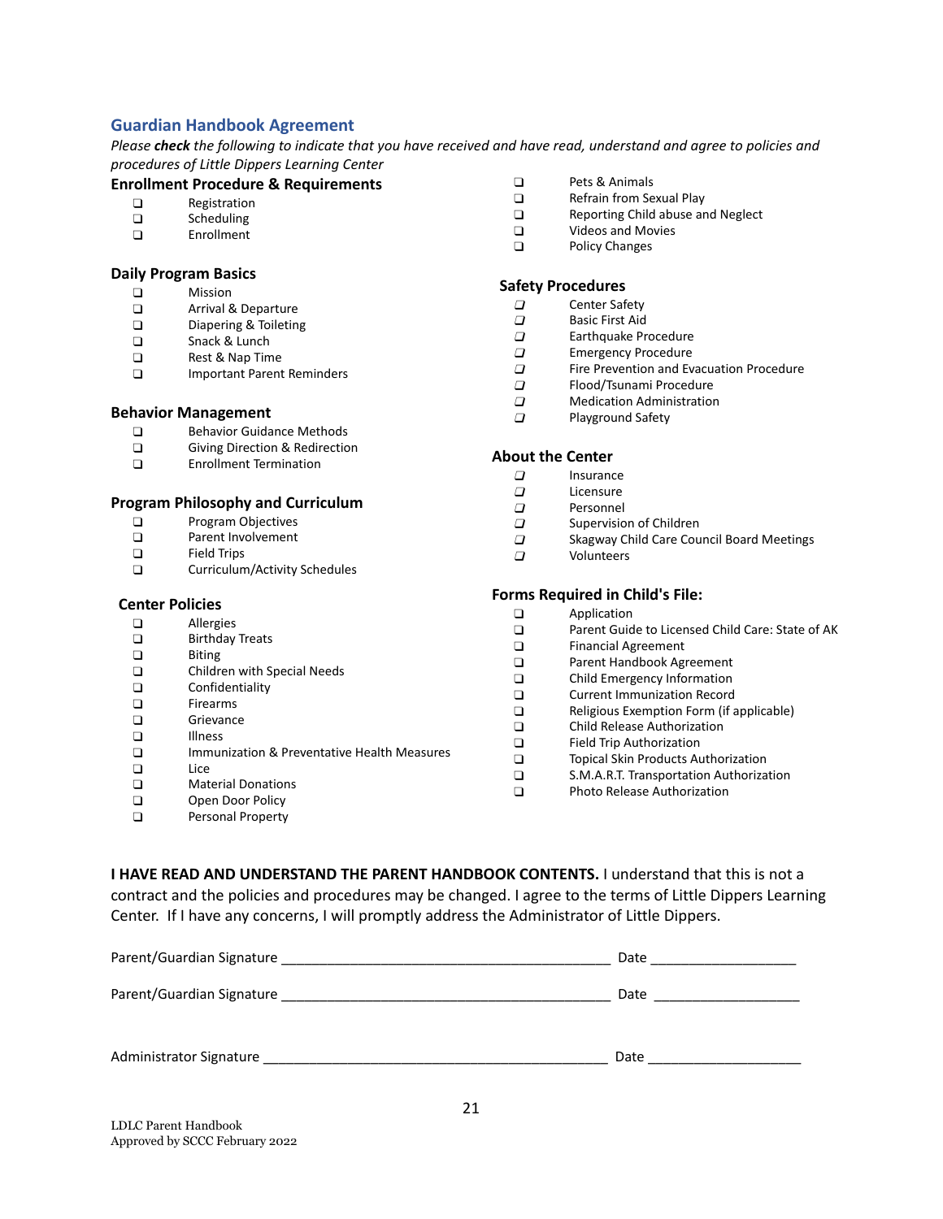## Guardian Handbook Agreement

*Please **check** the following to indicate that you have received and have read, understand and agree to policies and procedures of Little Dippers Learning Center*

### Enrollment Procedure & Requirements

- ❑ Registration
- ❑ Scheduling
- ❑ Enrollment

### Daily Program Basics

- ❑ Mission
- ❑ Arrival & Departure
- ❑ Diapering & Toileting
- ❑ Snack & Lunch
- ❑ Rest & Nap Time
- ❑ Important Parent Reminders

### Behavior Management

- ❑ Behavior Guidance Methods
- ❑ Giving Direction & Redirection
- ❑ Enrollment Termination

### Program Philosophy and Curriculum

- ❑ Program Objectives
- ❑ Parent Involvement
- ❑ Field Trips
- ❑ Curriculum/Activity Schedules

### Center Policies

- ❑ Allergies
- ❑ Birthday Treats
- ❑ Biting
- ❑ Children with Special Needs
- ❑ Confidentiality
- ❑ Firearms
- ❑ Grievance
- ❑ Illness
- ❑ Immunization & Preventative Health Measures
- ❑ Lice
- ❑ Material Donations
- ❑ Open Door Policy
- ❑ Personal Property
- ❑ Pets & Animals
- ❑ Refrain from Sexual Play
- ❑ Reporting Child abuse and Neglect
- ❑ Videos and Movies
- ❑ Policy Changes

### Safety Procedures

- ❑ Center Safety
- ❑ Basic First Aid
- ❑ Earthquake Procedure
- ❑ Emergency Procedure
- ❑ Fire Prevention and Evacuation Procedure
- ❑ Flood/Tsunami Procedure
- ❑ Medication Administration
- ❑ Playground Safety

### About the Center

- ❑ Insurance
- ❑ Licensure
- ❑ Personnel
- ❑ Supervision of Children
- ❑ Skagway Child Care Council Board Meetings
- ❑ Volunteers

### Forms Required in Child's File:

- ❑ Application
- ❑ Parent Guide to Licensed Child Care: State of AK
- ❑ Financial Agreement
- ❑ Parent Handbook Agreement
- ❑ Child Emergency Information
- ❑ Current Immunization Record
- ❑ Religious Exemption Form (if applicable)
- ❑ Child Release Authorization
- ❑ Field Trip Authorization
- ❑ Topical Skin Products Authorization
- ❑ S.M.A.R.T. Transportation Authorization
- ❑ Photo Release Authorization

**I HAVE READ AND UNDERSTAND THE PARENT HANDBOOK CONTENTS.** I understand that this is not a contract and the policies and procedures may be changed. I agree to the terms of Little Dippers Learning Center. If I have any concerns, I will promptly address the Administrator of Little Dippers.

Parent/Guardian Signature ________________________________________ Date __________________

Parent/Guardian Signature ________________________________________ Date __________________

Administrator Signature __________________________________________ Date __________________

LDLC Parent Handbook
Approved by SCCC February 2022